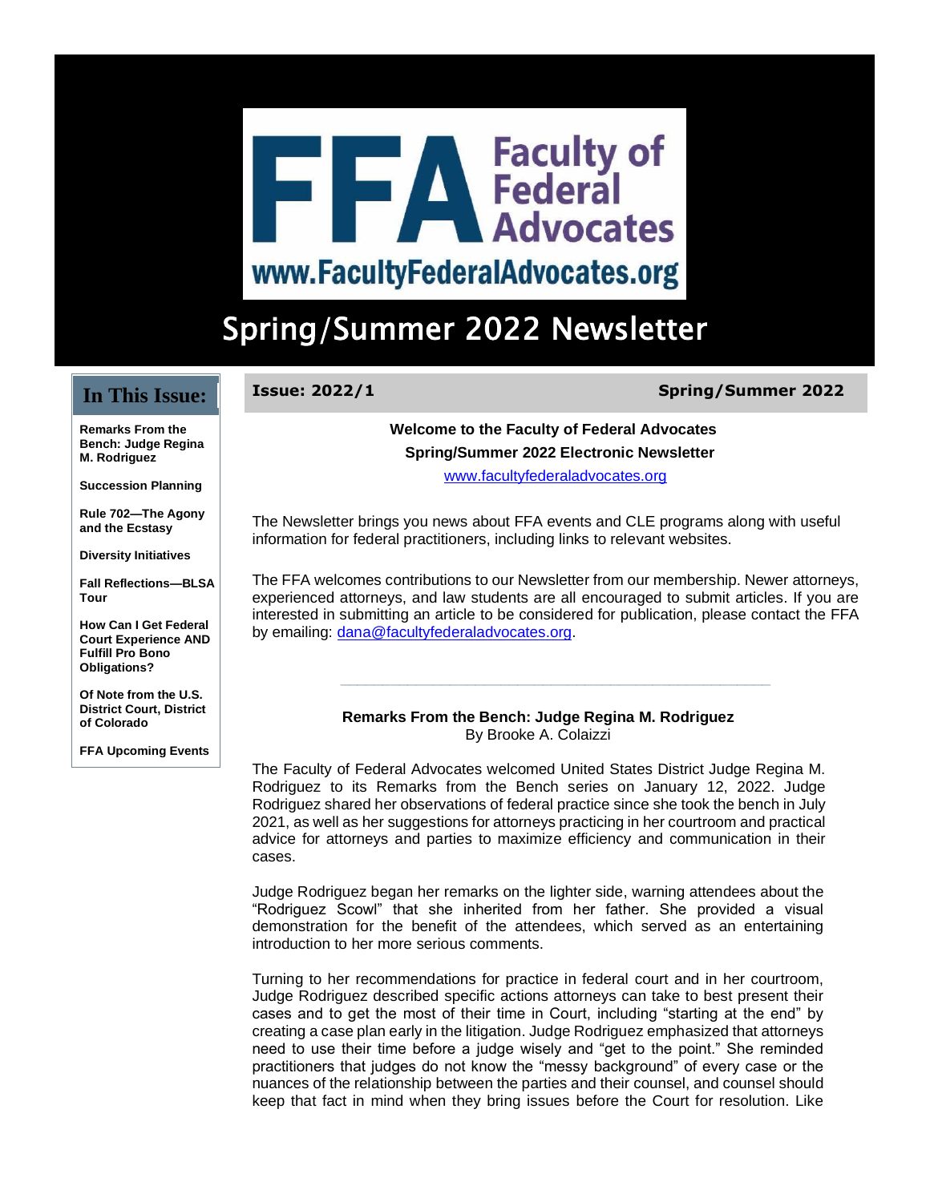# Faculty of Federal Advocates

www.FacultyFederalAdvocates.org

# Spring/Summer 2022 Newsletter

## In This Issue:

- Remarks From the Bench: Judge Regina M. Rodriguez
- Succession Planning
- Rule 702—The Agony and the Ecstasy
- Diversity Initiatives
- Fall Reflections—BLSA Tour
- How Can I Get Federal Court Experience AND Fulfill Pro Bono Obligations?
- Of Note from the U.S. District Court, District of Colorado
- FFA Upcoming Events

**Issue: 2022/1** **Spring/Summer 2022**

**Welcome to the Faculty of Federal Advocates Spring/Summer 2022 Electronic Newsletter**

www.facultyfederaladvocates.org

The Newsletter brings you news about FFA events and CLE programs along with useful information for federal practitioners, including links to relevant websites.

The FFA welcomes contributions to our Newsletter from our membership. Newer attorneys, experienced attorneys, and law students are all encouraged to submit articles. If you are interested in submitting an article to be considered for publication, please contact the FFA by emailing: dana@facultyfederaladvocates.org.

---

### Remarks From the Bench: Judge Regina M. Rodriguez

By Brooke A. Colaizzi

The Faculty of Federal Advocates welcomed United States District Judge Regina M. Rodriguez to its Remarks from the Bench series on January 12, 2022. Judge Rodriguez shared her observations of federal practice since she took the bench in July 2021, as well as her suggestions for attorneys practicing in her courtroom and practical advice for attorneys and parties to maximize efficiency and communication in their cases.

Judge Rodriguez began her remarks on the lighter side, warning attendees about the "Rodriguez Scowl" that she inherited from her father. She provided a visual demonstration for the benefit of the attendees, which served as an entertaining introduction to her more serious comments.

Turning to her recommendations for practice in federal court and in her courtroom, Judge Rodriguez described specific actions attorneys can take to best present their cases and to get the most of their time in Court, including "starting at the end" by creating a case plan early in the litigation. Judge Rodriguez emphasized that attorneys need to use their time before a judge wisely and "get to the point." She reminded practitioners that judges do not know the "messy background" of every case or the nuances of the relationship between the parties and their counsel, and counsel should keep that fact in mind when they bring issues before the Court for resolution. Like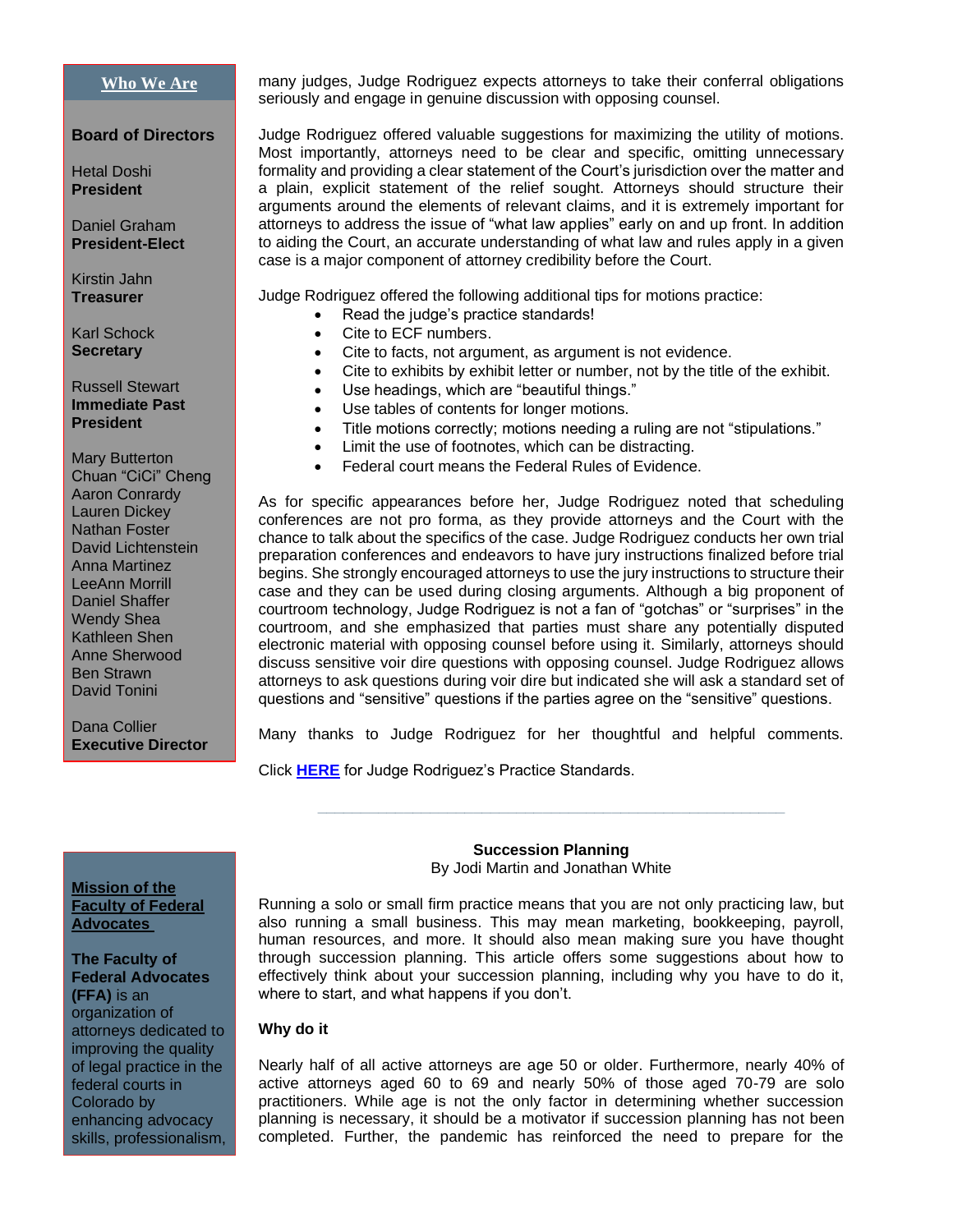many judges, Judge Rodriguez expects attorneys to take their conferral obligations seriously and engage in genuine discussion with opposing counsel.

Judge Rodriguez offered valuable suggestions for maximizing the utility of motions. Most importantly, attorneys need to be clear and specific, omitting unnecessary formality and providing a clear statement of the Court's jurisdiction over the matter and a plain, explicit statement of the relief sought. Attorneys should structure their arguments around the elements of relevant claims, and it is extremely important for attorneys to address the issue of "what law applies" early on and up front. In addition to aiding the Court, an accurate understanding of what law and rules apply in a given case is a major component of attorney credibility before the Court.

Judge Rodriguez offered the following additional tips for motions practice:

- Read the judge's practice standards!
- Cite to ECF numbers.
- Cite to facts, not argument, as argument is not evidence.
- Cite to exhibits by exhibit letter or number, not by the title of the exhibit.
- Use headings, which are "beautiful things."
- Use tables of contents for longer motions.
- Title motions correctly; motions needing a ruling are not "stipulations."
- Limit the use of footnotes, which can be distracting.
- Federal court means the Federal Rules of Evidence.

As for specific appearances before her, Judge Rodriguez noted that scheduling conferences are not pro forma, as they provide attorneys and the Court with the chance to talk about the specifics of the case. Judge Rodriguez conducts her own trial preparation conferences and endeavors to have jury instructions finalized before trial begins. She strongly encouraged attorneys to use the jury instructions to structure their case and they can be used during closing arguments. Although a big proponent of courtroom technology, Judge Rodriguez is not a fan of "gotchas" or "surprises" in the courtroom, and she emphasized that parties must share any potentially disputed electronic material with opposing counsel before using it. Similarly, attorneys should discuss sensitive voir dire questions with opposing counsel. Judge Rodriguez allows attorneys to ask questions during voir dire but indicated she will ask a standard set of questions and "sensitive" questions if the parties agree on the "sensitive" questions.

Many thanks to Judge Rodriguez for her thoughtful and helpful comments.

Click **HERE** for Judge Rodriguez's Practice Standards.

---

## Succession Planning

By Jodi Martin and Jonathan White

Running a solo or small firm practice means that you are not only practicing law, but also running a small business. This may mean marketing, bookkeeping, payroll, human resources, and more. It should also mean making sure you have thought through succession planning. This article offers some suggestions about how to effectively think about your succession planning, including why you have to do it, where to start, and what happens if you don't.

### Why do it

Nearly half of all active attorneys are age 50 or older. Furthermore, nearly 40% of active attorneys aged 60 to 69 and nearly 50% of those aged 70-79 are solo practitioners. While age is not the only factor in determining whether succession planning is necessary, it should be a motivator if succession planning has not been completed. Further, the pandemic has reinforced the need to prepare for the

---

### Who We Are

**Board of Directors**

Hetal Doshi
**President**

Daniel Graham
**President-Elect**

Kirstin Jahn
**Treasurer**

Karl Schock
**Secretary**

Russell Stewart
**Immediate Past President**

Mary Butterton
Chuan "CiCi" Cheng
Aaron Conrardy
Lauren Dickey
Nathan Foster
David Lichtenstein
Anna Martinez
LeeAnn Morrill
Daniel Shaffer
Wendy Shea
Kathleen Shen
Anne Sherwood
Ben Strawn
David Tonini

Dana Collier
**Executive Director**

### Mission of the Faculty of Federal Advocates

**The Faculty of Federal Advocates (FFA)** is an organization of attorneys dedicated to improving the quality of legal practice in the federal courts in Colorado by enhancing advocacy skills, professionalism,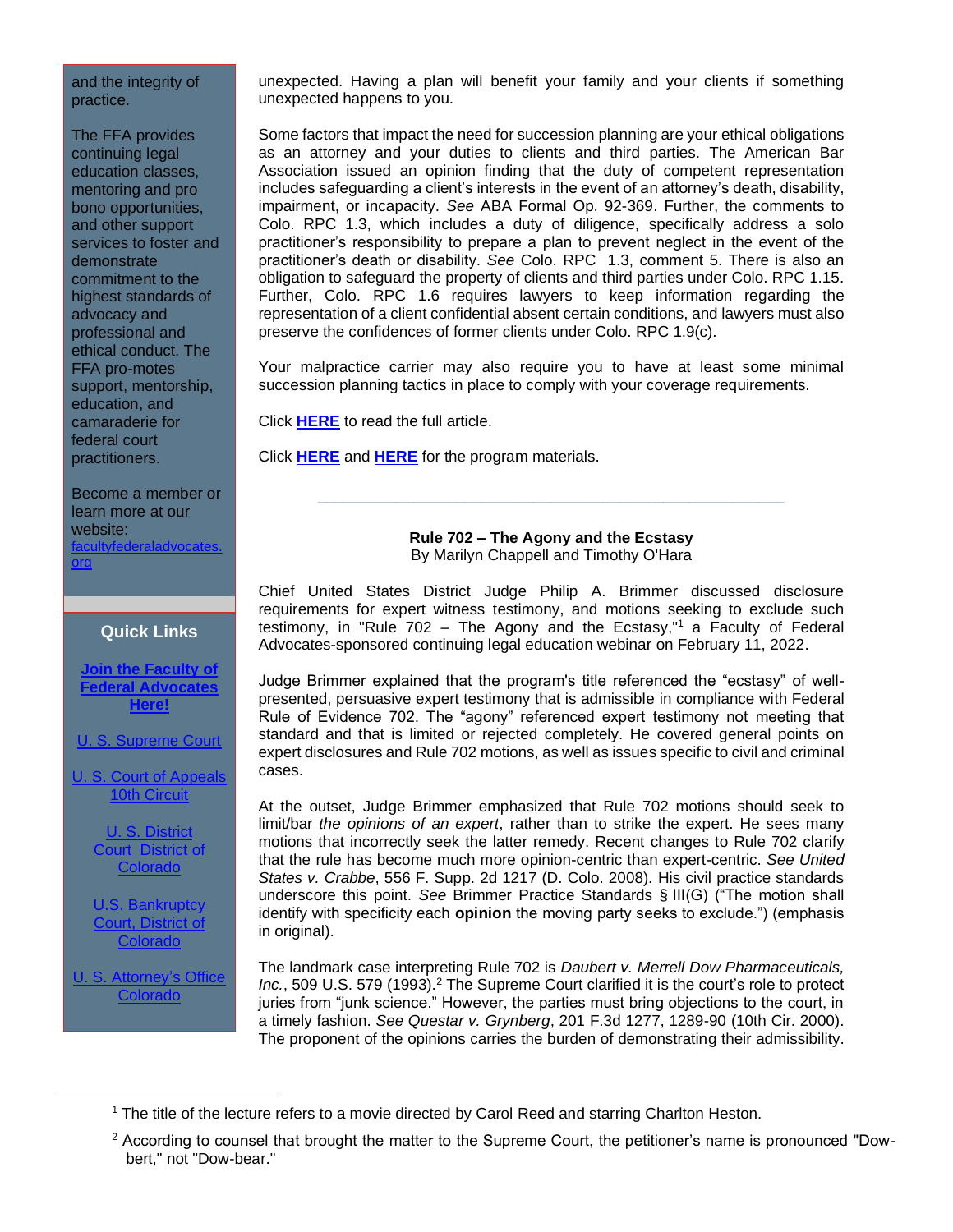and the integrity of practice.

The FFA provides continuing legal education classes, mentoring and pro bono opportunities, and other support services to foster and demonstrate commitment to the highest standards of advocacy and professional and ethical conduct. The FFA pro-motes support, mentorship, education, and camaraderie for federal court practitioners.

Become a member or learn more at our website: facultyfederaladvocates.org

### Quick Links

**Join the Faculty of Federal Advocates Here!**

U. S. Supreme Court

U. S. Court of Appeals 10th Circuit

U. S. District Court District of Colorado

U.S. Bankruptcy Court, District of Colorado

U. S. Attorney's Office Colorado

unexpected. Having a plan will benefit your family and your clients if something unexpected happens to you.

Some factors that impact the need for succession planning are your ethical obligations as an attorney and your duties to clients and third parties. The American Bar Association issued an opinion finding that the duty of competent representation includes safeguarding a client's interests in the event of an attorney's death, disability, impairment, or incapacity. *See* ABA Formal Op. 92-369. Further, the comments to Colo. RPC 1.3, which includes a duty of diligence, specifically address a solo practitioner's responsibility to prepare a plan to prevent neglect in the event of the practitioner's death or disability. *See* Colo. RPC 1.3, comment 5. There is also an obligation to safeguard the property of clients and third parties under Colo. RPC 1.15. Further, Colo. RPC 1.6 requires lawyers to keep information regarding the representation of a client confidential absent certain conditions, and lawyers must also preserve the confidences of former clients under Colo. RPC 1.9(c).

Your malpractice carrier may also require you to have at least some minimal succession planning tactics in place to comply with your coverage requirements.

Click **HERE** to read the full article.

Click **HERE** and **HERE** for the program materials.

---

**Rule 702 – The Agony and the Ecstasy**
By Marilyn Chappell and Timothy O'Hara

Chief United States District Judge Philip A. Brimmer discussed disclosure requirements for expert witness testimony, and motions seeking to exclude such testimony, in "Rule 702 – The Agony and the Ecstasy,"[1] a Faculty of Federal Advocates-sponsored continuing legal education webinar on February 11, 2022.

Judge Brimmer explained that the program's title referenced the "ecstasy" of well-presented, persuasive expert testimony that is admissible in compliance with Federal Rule of Evidence 702. The "agony" referenced expert testimony not meeting that standard and that is limited or rejected completely. He covered general points on expert disclosures and Rule 702 motions, as well as issues specific to civil and criminal cases.

At the outset, Judge Brimmer emphasized that Rule 702 motions should seek to limit/bar *the opinions of an expert*, rather than to strike the expert. He sees many motions that incorrectly seek the latter remedy. Recent changes to Rule 702 clarify that the rule has become much more opinion-centric than expert-centric. *See United States v. Crabbe*, 556 F. Supp. 2d 1217 (D. Colo. 2008). His civil practice standards underscore this point. *See* Brimmer Practice Standards § III(G) ("The motion shall identify with specificity each **opinion** the moving party seeks to exclude.") (emphasis in original).

The landmark case interpreting Rule 702 is *Daubert v. Merrell Dow Pharmaceuticals, Inc.*, 509 U.S. 579 (1993).[2] The Supreme Court clarified it is the court's role to protect juries from "junk science." However, the parties must bring objections to the court, in a timely fashion. *See Questar v. Grynberg*, 201 F.3d 1277, 1289-90 (10th Cir. 2000). The proponent of the opinions carries the burden of demonstrating their admissibility.

---

[1] The title of the lecture refers to a movie directed by Carol Reed and starring Charlton Heston.

[2] According to counsel that brought the matter to the Supreme Court, the petitioner's name is pronounced "Dow-bert," not "Dow-bear."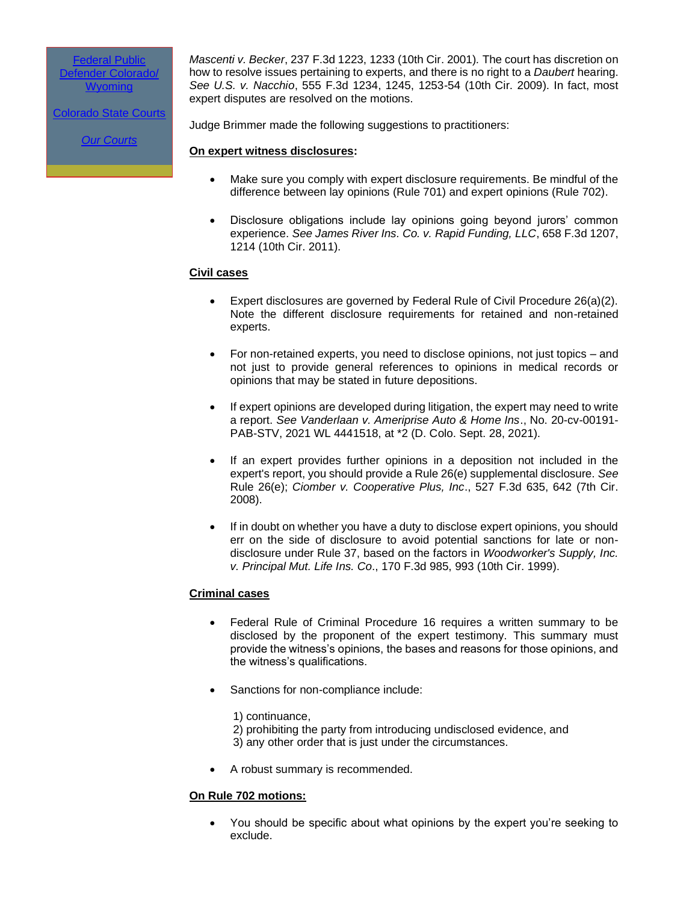Federal Public Defender Colorado/ Wyoming

Colorado State Courts

*Our Courts*

*Mascenti v. Becker*, 237 F.3d 1223, 1233 (10th Cir. 2001). The court has discretion on how to resolve issues pertaining to experts, and there is no right to a *Daubert* hearing. *See U.S. v. Nacchio*, 555 F.3d 1234, 1245, 1253-54 (10th Cir. 2009). In fact, most expert disputes are resolved on the motions.

Judge Brimmer made the following suggestions to practitioners:

**On expert witness disclosures:**

- Make sure you comply with expert disclosure requirements. Be mindful of the difference between lay opinions (Rule 701) and expert opinions (Rule 702).

- Disclosure obligations include lay opinions going beyond jurors' common experience. *See James River Ins. Co. v. Rapid Funding, LLC*, 658 F.3d 1207, 1214 (10th Cir. 2011).

**Civil cases**

- Expert disclosures are governed by Federal Rule of Civil Procedure 26(a)(2). Note the different disclosure requirements for retained and non-retained experts.

- For non-retained experts, you need to disclose opinions, not just topics – and not just to provide general references to opinions in medical records or opinions that may be stated in future depositions.

- If expert opinions are developed during litigation, the expert may need to write a report. *See Vanderlaan v. Ameriprise Auto & Home Ins*., No. 20-cv-00191-PAB-STV, 2021 WL 4441518, at *2 (D. Colo. Sept. 28, 2021).

- If an expert provides further opinions in a deposition not included in the expert's report, you should provide a Rule 26(e) supplemental disclosure. *See* Rule 26(e); *Ciomber v. Cooperative Plus, Inc*., 527 F.3d 635, 642 (7th Cir. 2008).

- If in doubt on whether you have a duty to disclose expert opinions, you should err on the side of disclosure to avoid potential sanctions for late or non-disclosure under Rule 37, based on the factors in *Woodworker's Supply, Inc. v. Principal Mut. Life Ins. Co*., 170 F.3d 985, 993 (10th Cir. 1999).

**Criminal cases**

- Federal Rule of Criminal Procedure 16 requires a written summary to be disclosed by the proponent of the expert testimony. This summary must provide the witness's opinions, the bases and reasons for those opinions, and the witness's qualifications.

- Sanctions for non-compliance include:

  1) continuance,
  2) prohibiting the party from introducing undisclosed evidence, and
  3) any other order that is just under the circumstances.

- A robust summary is recommended.

**On Rule 702 motions:**

- You should be specific about what opinions by the expert you're seeking to exclude.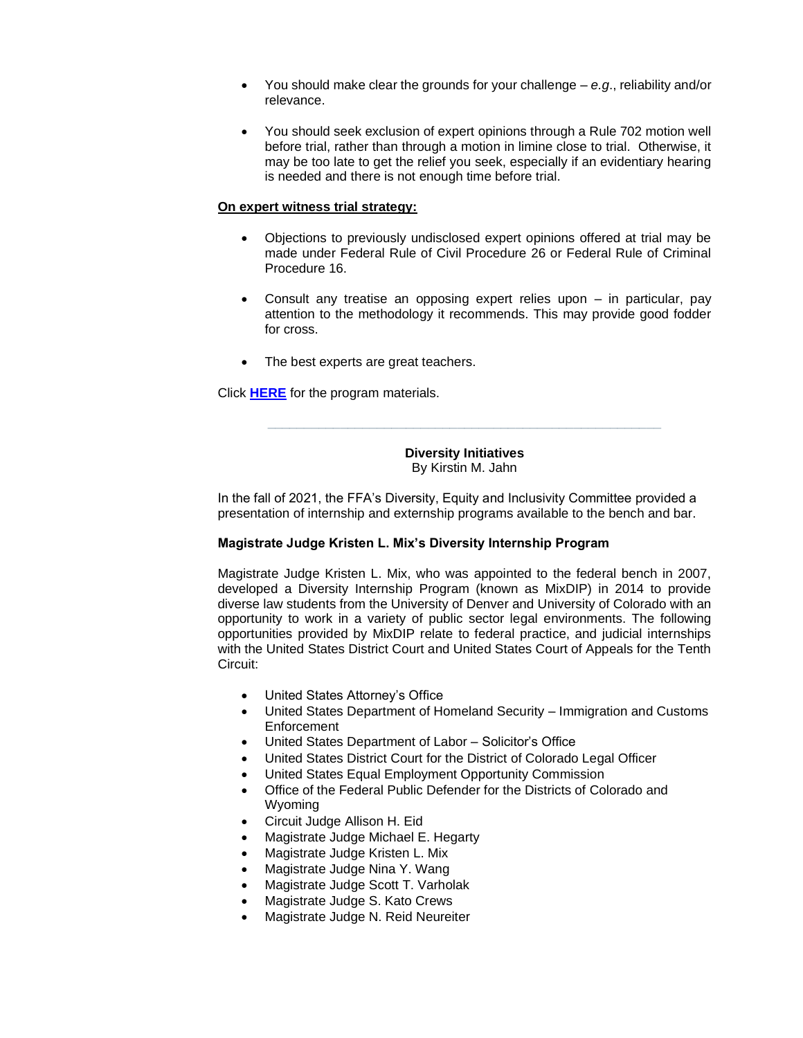- You should make clear the grounds for your challenge – *e.g*., reliability and/or relevance.

- You should seek exclusion of expert opinions through a Rule 702 motion well before trial, rather than through a motion in limine close to trial. Otherwise, it may be too late to get the relief you seek, especially if an evidentiary hearing is needed and there is not enough time before trial.

**On expert witness trial strategy:**

- Objections to previously undisclosed expert opinions offered at trial may be made under Federal Rule of Civil Procedure 26 or Federal Rule of Criminal Procedure 16.

- Consult any treatise an opposing expert relies upon – in particular, pay attention to the methodology it recommends. This may provide good fodder for cross.

- The best experts are great teachers.

Click **HERE** for the program materials.

---

**Diversity Initiatives**
By Kirstin M. Jahn

In the fall of 2021, the FFA's Diversity, Equity and Inclusivity Committee provided a presentation of internship and externship programs available to the bench and bar.

**Magistrate Judge Kristen L. Mix's Diversity Internship Program**

Magistrate Judge Kristen L. Mix, who was appointed to the federal bench in 2007, developed a Diversity Internship Program (known as MixDIP) in 2014 to provide diverse law students from the University of Denver and University of Colorado with an opportunity to work in a variety of public sector legal environments. The following opportunities provided by MixDIP relate to federal practice, and judicial internships with the United States District Court and United States Court of Appeals for the Tenth Circuit:

- United States Attorney's Office
- United States Department of Homeland Security – Immigration and Customs Enforcement
- United States Department of Labor – Solicitor's Office
- United States District Court for the District of Colorado Legal Officer
- United States Equal Employment Opportunity Commission
- Office of the Federal Public Defender for the Districts of Colorado and Wyoming
- Circuit Judge Allison H. Eid
- Magistrate Judge Michael E. Hegarty
- Magistrate Judge Kristen L. Mix
- Magistrate Judge Nina Y. Wang
- Magistrate Judge Scott T. Varholak
- Magistrate Judge S. Kato Crews
- Magistrate Judge N. Reid Neureiter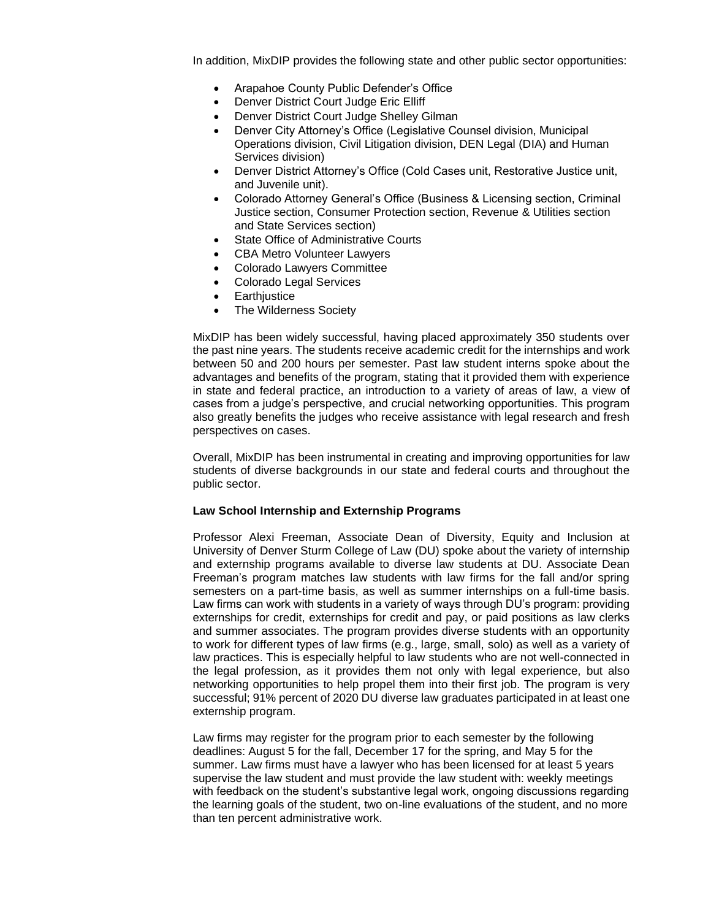In addition, MixDIP provides the following state and other public sector opportunities:

- Arapahoe County Public Defender's Office
- Denver District Court Judge Eric Elliff
- Denver District Court Judge Shelley Gilman
- Denver City Attorney's Office (Legislative Counsel division, Municipal Operations division, Civil Litigation division, DEN Legal (DIA) and Human Services division)
- Denver District Attorney's Office (Cold Cases unit, Restorative Justice unit, and Juvenile unit).
- Colorado Attorney General's Office (Business & Licensing section, Criminal Justice section, Consumer Protection section, Revenue & Utilities section and State Services section)
- State Office of Administrative Courts
- CBA Metro Volunteer Lawyers
- Colorado Lawyers Committee
- Colorado Legal Services
- Earthjustice
- The Wilderness Society

MixDIP has been widely successful, having placed approximately 350 students over the past nine years. The students receive academic credit for the internships and work between 50 and 200 hours per semester. Past law student interns spoke about the advantages and benefits of the program, stating that it provided them with experience in state and federal practice, an introduction to a variety of areas of law, a view of cases from a judge's perspective, and crucial networking opportunities. This program also greatly benefits the judges who receive assistance with legal research and fresh perspectives on cases.

Overall, MixDIP has been instrumental in creating and improving opportunities for law students of diverse backgrounds in our state and federal courts and throughout the public sector.

**Law School Internship and Externship Programs**

Professor Alexi Freeman, Associate Dean of Diversity, Equity and Inclusion at University of Denver Sturm College of Law (DU) spoke about the variety of internship and externship programs available to diverse law students at DU. Associate Dean Freeman's program matches law students with law firms for the fall and/or spring semesters on a part-time basis, as well as summer internships on a full-time basis. Law firms can work with students in a variety of ways through DU's program: providing externships for credit, externships for credit and pay, or paid positions as law clerks and summer associates. The program provides diverse students with an opportunity to work for different types of law firms (e.g., large, small, solo) as well as a variety of law practices. This is especially helpful to law students who are not well-connected in the legal profession, as it provides them not only with legal experience, but also networking opportunities to help propel them into their first job. The program is very successful; 91% percent of 2020 DU diverse law graduates participated in at least one externship program.

Law firms may register for the program prior to each semester by the following deadlines: August 5 for the fall, December 17 for the spring, and May 5 for the summer. Law firms must have a lawyer who has been licensed for at least 5 years supervise the law student and must provide the law student with: weekly meetings with feedback on the student's substantive legal work, ongoing discussions regarding the learning goals of the student, two on-line evaluations of the student, and no more than ten percent administrative work.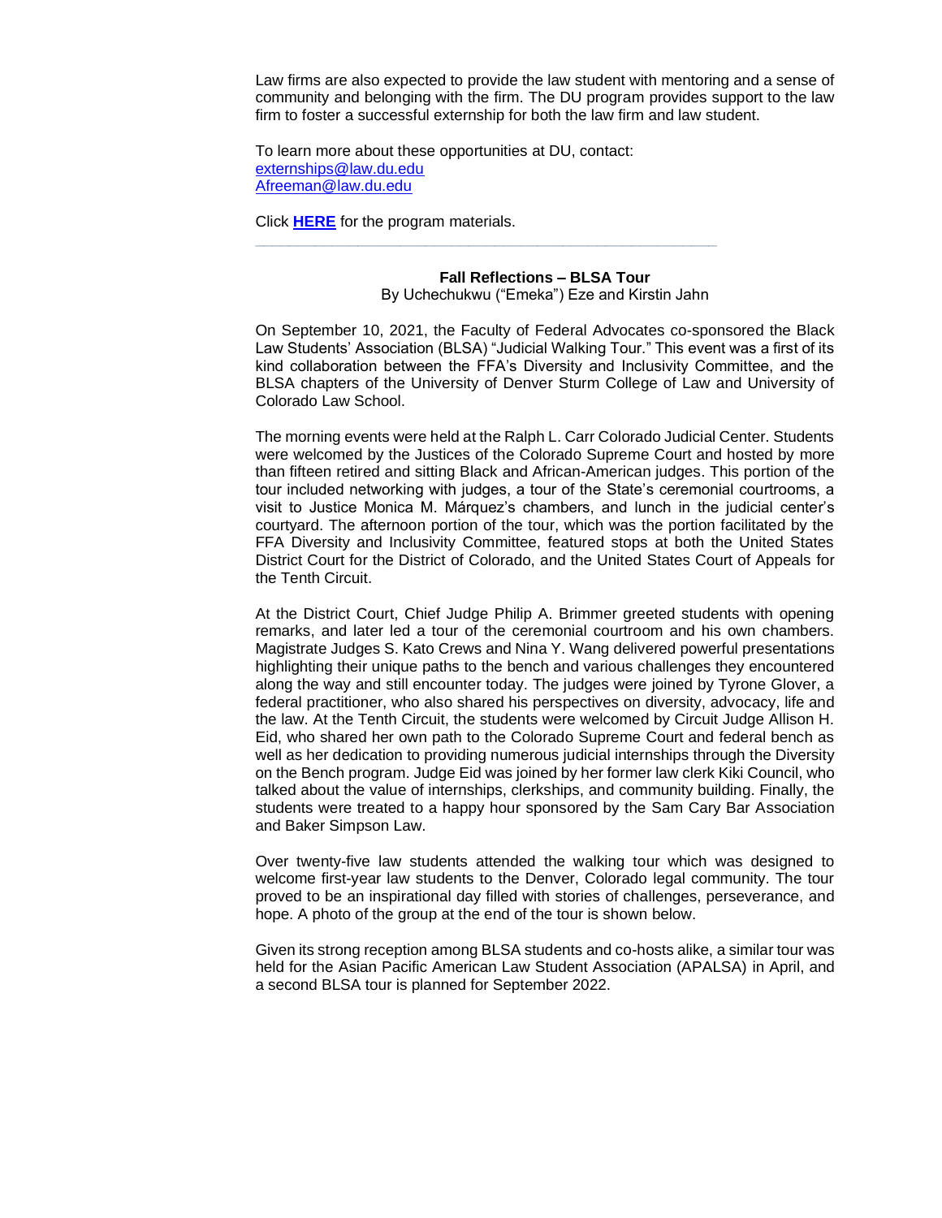Law firms are also expected to provide the law student with mentoring and a sense of community and belonging with the firm. The DU program provides support to the law firm to foster a successful externship for both the law firm and law student.

To learn more about these opportunities at DU, contact:
externships@law.du.edu
Afreeman@law.du.edu

Click **HERE** for the program materials.

---

### Fall Reflections – BLSA Tour

By Uchechukwu ("Emeka") Eze and Kirstin Jahn

On September 10, 2021, the Faculty of Federal Advocates co-sponsored the Black Law Students' Association (BLSA) "Judicial Walking Tour." This event was a first of its kind collaboration between the FFA's Diversity and Inclusivity Committee, and the BLSA chapters of the University of Denver Sturm College of Law and University of Colorado Law School.

The morning events were held at the Ralph L. Carr Colorado Judicial Center. Students were welcomed by the Justices of the Colorado Supreme Court and hosted by more than fifteen retired and sitting Black and African-American judges. This portion of the tour included networking with judges, a tour of the State's ceremonial courtrooms, a visit to Justice Monica M. Márquez's chambers, and lunch in the judicial center's courtyard. The afternoon portion of the tour, which was the portion facilitated by the FFA Diversity and Inclusivity Committee, featured stops at both the United States District Court for the District of Colorado, and the United States Court of Appeals for the Tenth Circuit.

At the District Court, Chief Judge Philip A. Brimmer greeted students with opening remarks, and later led a tour of the ceremonial courtroom and his own chambers. Magistrate Judges S. Kato Crews and Nina Y. Wang delivered powerful presentations highlighting their unique paths to the bench and various challenges they encountered along the way and still encounter today. The judges were joined by Tyrone Glover, a federal practitioner, who also shared his perspectives on diversity, advocacy, life and the law. At the Tenth Circuit, the students were welcomed by Circuit Judge Allison H. Eid, who shared her own path to the Colorado Supreme Court and federal bench as well as her dedication to providing numerous judicial internships through the Diversity on the Bench program. Judge Eid was joined by her former law clerk Kiki Council, who talked about the value of internships, clerkships, and community building. Finally, the students were treated to a happy hour sponsored by the Sam Cary Bar Association and Baker Simpson Law.

Over twenty-five law students attended the walking tour which was designed to welcome first-year law students to the Denver, Colorado legal community. The tour proved to be an inspirational day filled with stories of challenges, perseverance, and hope. A photo of the group at the end of the tour is shown below.

Given its strong reception among BLSA students and co-hosts alike, a similar tour was held for the Asian Pacific American Law Student Association (APALSA) in April, and a second BLSA tour is planned for September 2022.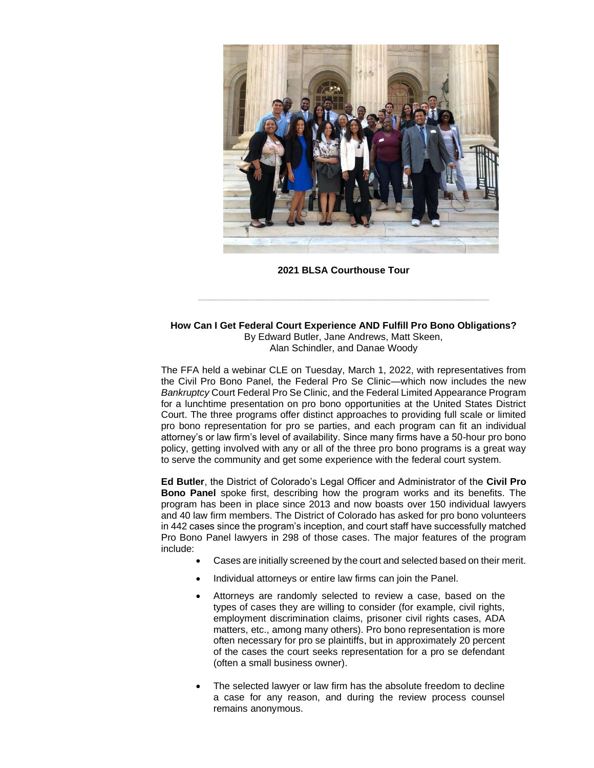2021 BLSA Courthouse Tour

---

**How Can I Get Federal Court Experience AND Fulfill Pro Bono Obligations?**

By Edward Butler, Jane Andrews, Matt Skeen, Alan Schindler, and Danae Woody

The FFA held a webinar CLE on Tuesday, March 1, 2022, with representatives from the Civil Pro Bono Panel, the Federal Pro Se Clinic—which now includes the new *Bankruptcy* Court Federal Pro Se Clinic, and the Federal Limited Appearance Program for a lunchtime presentation on pro bono opportunities at the United States District Court. The three programs offer distinct approaches to providing full scale or limited pro bono representation for pro se parties, and each program can fit an individual attorney's or law firm's level of availability. Since many firms have a 50-hour pro bono policy, getting involved with any or all of the three pro bono programs is a great way to serve the community and get some experience with the federal court system.

**Ed Butler**, the District of Colorado's Legal Officer and Administrator of the **Civil Pro Bono Panel** spoke first, describing how the program works and its benefits. The program has been in place since 2013 and now boasts over 150 individual lawyers and 40 law firm members. The District of Colorado has asked for pro bono volunteers in 442 cases since the program's inception, and court staff have successfully matched Pro Bono Panel lawyers in 298 of those cases. The major features of the program include:

- Cases are initially screened by the court and selected based on their merit.
- Individual attorneys or entire law firms can join the Panel.
- Attorneys are randomly selected to review a case, based on the types of cases they are willing to consider (for example, civil rights, employment discrimination claims, prisoner civil rights cases, ADA matters, etc., among many others). Pro bono representation is more often necessary for pro se plaintiffs, but in approximately 20 percent of the cases the court seeks representation for a pro se defendant (often a small business owner).
- The selected lawyer or law firm has the absolute freedom to decline a case for any reason, and during the review process counsel remains anonymous.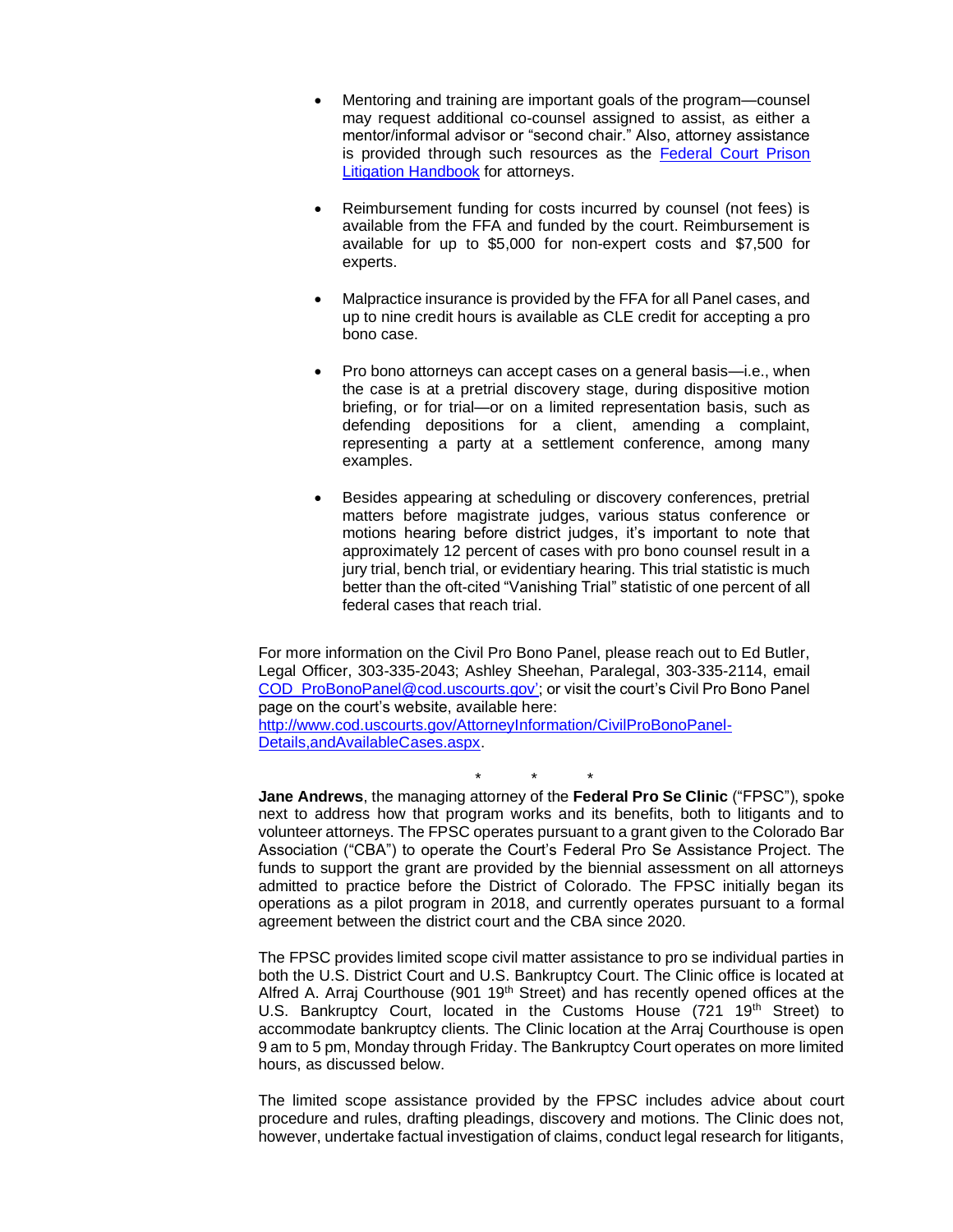- Mentoring and training are important goals of the program—counsel may request additional co-counsel assigned to assist, as either a mentor/informal advisor or "second chair." Also, attorney assistance is provided through such resources as the [Federal Court Prison Litigation Handbook](#) for attorneys.

- Reimbursement funding for costs incurred by counsel (not fees) is available from the FFA and funded by the court. Reimbursement is available for up to $5,000 for non-expert costs and $7,500 for experts.

- Malpractice insurance is provided by the FFA for all Panel cases, and up to nine credit hours is available as CLE credit for accepting a pro bono case.

- Pro bono attorneys can accept cases on a general basis—i.e., when the case is at a pretrial discovery stage, during dispositive motion briefing, or for trial—or on a limited representation basis, such as defending depositions for a client, amending a complaint, representing a party at a settlement conference, among many examples.

- Besides appearing at scheduling or discovery conferences, pretrial matters before magistrate judges, various status conference or motions hearing before district judges, it's important to note that approximately 12 percent of cases with pro bono counsel result in a jury trial, bench trial, or evidentiary hearing. This trial statistic is much better than the oft-cited "Vanishing Trial" statistic of one percent of all federal cases that reach trial.

For more information on the Civil Pro Bono Panel, please reach out to Ed Butler, Legal Officer, 303-335-2043; Ashley Sheehan, Paralegal, 303-335-2114, email COD_ProBonoPanel@cod.uscourts.gov'; or visit the court's Civil Pro Bono Panel page on the court's website, available here: http://www.cod.uscourts.gov/AttorneyInformation/CivilProBonoPanel-Details,andAvailableCases.aspx.

\* \* \*

**Jane Andrews**, the managing attorney of the **Federal Pro Se Clinic** ("FPSC"), spoke next to address how that program works and its benefits, both to litigants and to volunteer attorneys. The FPSC operates pursuant to a grant given to the Colorado Bar Association ("CBA") to operate the Court's Federal Pro Se Assistance Project. The funds to support the grant are provided by the biennial assessment on all attorneys admitted to practice before the District of Colorado. The FPSC initially began its operations as a pilot program in 2018, and currently operates pursuant to a formal agreement between the district court and the CBA since 2020.

The FPSC provides limited scope civil matter assistance to pro se individual parties in both the U.S. District Court and U.S. Bankruptcy Court. The Clinic office is located at Alfred A. Arraj Courthouse (901 19th Street) and has recently opened offices at the U.S. Bankruptcy Court, located in the Customs House (721 19th Street) to accommodate bankruptcy clients. The Clinic location at the Arraj Courthouse is open 9 am to 5 pm, Monday through Friday. The Bankruptcy Court operates on more limited hours, as discussed below.

The limited scope assistance provided by the FPSC includes advice about court procedure and rules, drafting pleadings, discovery and motions. The Clinic does not, however, undertake factual investigation of claims, conduct legal research for litigants,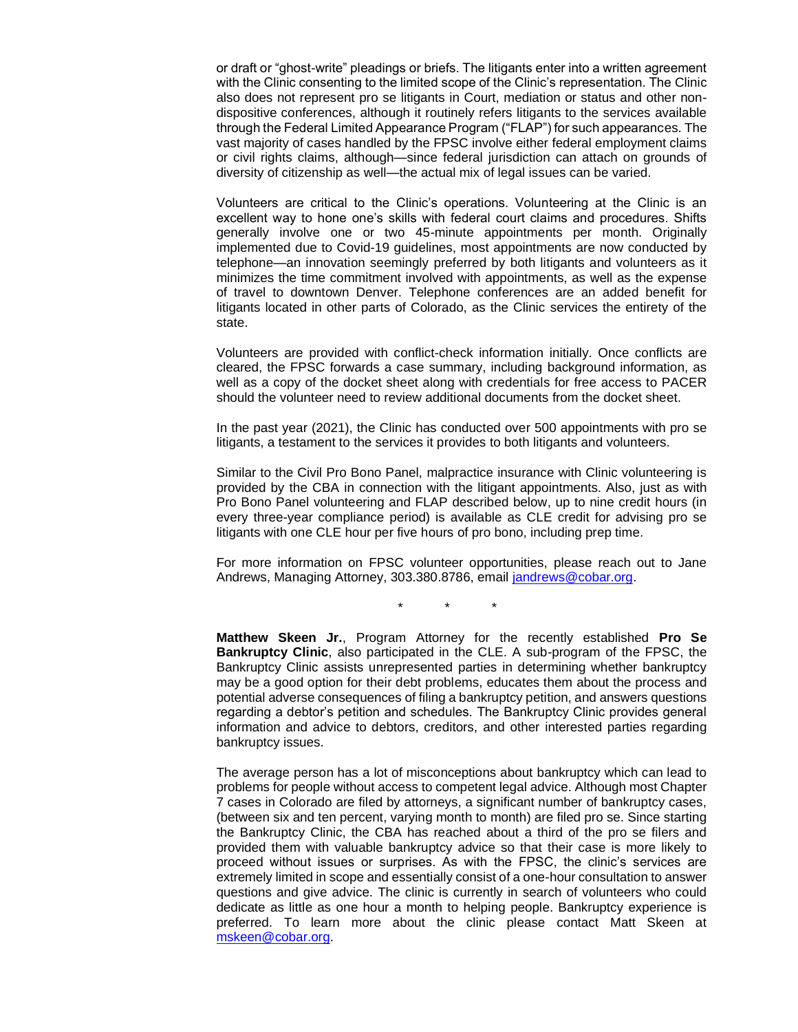or draft or "ghost-write" pleadings or briefs. The litigants enter into a written agreement with the Clinic consenting to the limited scope of the Clinic's representation. The Clinic also does not represent pro se litigants in Court, mediation or status and other non-dispositive conferences, although it routinely refers litigants to the services available through the Federal Limited Appearance Program ("FLAP") for such appearances. The vast majority of cases handled by the FPSC involve either federal employment claims or civil rights claims, although—since federal jurisdiction can attach on grounds of diversity of citizenship as well—the actual mix of legal issues can be varied.

Volunteers are critical to the Clinic's operations. Volunteering at the Clinic is an excellent way to hone one's skills with federal court claims and procedures. Shifts generally involve one or two 45-minute appointments per month. Originally implemented due to Covid-19 guidelines, most appointments are now conducted by telephone—an innovation seemingly preferred by both litigants and volunteers as it minimizes the time commitment involved with appointments, as well as the expense of travel to downtown Denver. Telephone conferences are an added benefit for litigants located in other parts of Colorado, as the Clinic services the entirety of the state.

Volunteers are provided with conflict-check information initially. Once conflicts are cleared, the FPSC forwards a case summary, including background information, as well as a copy of the docket sheet along with credentials for free access to PACER should the volunteer need to review additional documents from the docket sheet.

In the past year (2021), the Clinic has conducted over 500 appointments with pro se litigants, a testament to the services it provides to both litigants and volunteers.

Similar to the Civil Pro Bono Panel, malpractice insurance with Clinic volunteering is provided by the CBA in connection with the litigant appointments. Also, just as with Pro Bono Panel volunteering and FLAP described below, up to nine credit hours (in every three-year compliance period) is available as CLE credit for advising pro se litigants with one CLE hour per five hours of pro bono, including prep time.

For more information on FPSC volunteer opportunities, please reach out to Jane Andrews, Managing Attorney, 303.380.8786, email jandrews@cobar.org.

\* \* \*

**Matthew Skeen Jr.**, Program Attorney for the recently established **Pro Se Bankruptcy Clinic**, also participated in the CLE. A sub-program of the FPSC, the Bankruptcy Clinic assists unrepresented parties in determining whether bankruptcy may be a good option for their debt problems, educates them about the process and potential adverse consequences of filing a bankruptcy petition, and answers questions regarding a debtor's petition and schedules. The Bankruptcy Clinic provides general information and advice to debtors, creditors, and other interested parties regarding bankruptcy issues.

The average person has a lot of misconceptions about bankruptcy which can lead to problems for people without access to competent legal advice. Although most Chapter 7 cases in Colorado are filed by attorneys, a significant number of bankruptcy cases, (between six and ten percent, varying month to month) are filed pro se. Since starting the Bankruptcy Clinic, the CBA has reached about a third of the pro se filers and provided them with valuable bankruptcy advice so that their case is more likely to proceed without issues or surprises. As with the FPSC, the clinic's services are extremely limited in scope and essentially consist of a one-hour consultation to answer questions and give advice. The clinic is currently in search of volunteers who could dedicate as little as one hour a month to helping people. Bankruptcy experience is preferred. To learn more about the clinic please contact Matt Skeen at mskeen@cobar.org.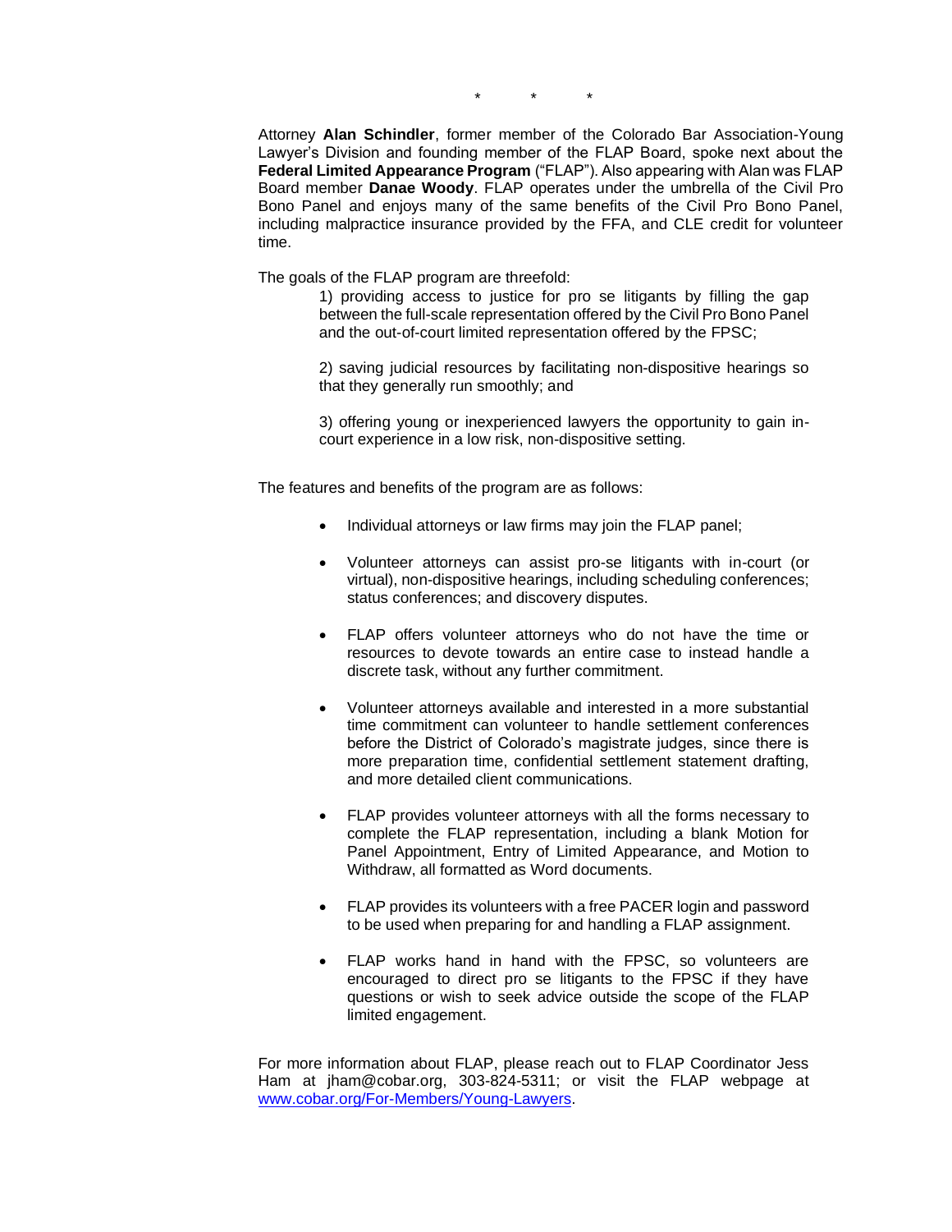\*          \*          \*

Attorney **Alan Schindler**, former member of the Colorado Bar Association-Young Lawyer's Division and founding member of the FLAP Board, spoke next about the **Federal Limited Appearance Program** ("FLAP"). Also appearing with Alan was FLAP Board member **Danae Woody**. FLAP operates under the umbrella of the Civil Pro Bono Panel and enjoys many of the same benefits of the Civil Pro Bono Panel, including malpractice insurance provided by the FFA, and CLE credit for volunteer time.

The goals of the FLAP program are threefold:

> 1) providing access to justice for pro se litigants by filling the gap between the full-scale representation offered by the Civil Pro Bono Panel and the out-of-court limited representation offered by the FPSC;
>
> 2) saving judicial resources by facilitating non-dispositive hearings so that they generally run smoothly; and
>
> 3) offering young or inexperienced lawyers the opportunity to gain in-court experience in a low risk, non-dispositive setting.

The features and benefits of the program are as follows:

- Individual attorneys or law firms may join the FLAP panel;
- Volunteer attorneys can assist pro-se litigants with in-court (or virtual), non-dispositive hearings, including scheduling conferences; status conferences; and discovery disputes.
- FLAP offers volunteer attorneys who do not have the time or resources to devote towards an entire case to instead handle a discrete task, without any further commitment.
- Volunteer attorneys available and interested in a more substantial time commitment can volunteer to handle settlement conferences before the District of Colorado's magistrate judges, since there is more preparation time, confidential settlement statement drafting, and more detailed client communications.
- FLAP provides volunteer attorneys with all the forms necessary to complete the FLAP representation, including a blank Motion for Panel Appointment, Entry of Limited Appearance, and Motion to Withdraw, all formatted as Word documents.
- FLAP provides its volunteers with a free PACER login and password to be used when preparing for and handling a FLAP assignment.
- FLAP works hand in hand with the FPSC, so volunteers are encouraged to direct pro se litigants to the FPSC if they have questions or wish to seek advice outside the scope of the FLAP limited engagement.

For more information about FLAP, please reach out to FLAP Coordinator Jess Ham at jham@cobar.org, 303-824-5311; or visit the FLAP webpage at www.cobar.org/For-Members/Young-Lawyers.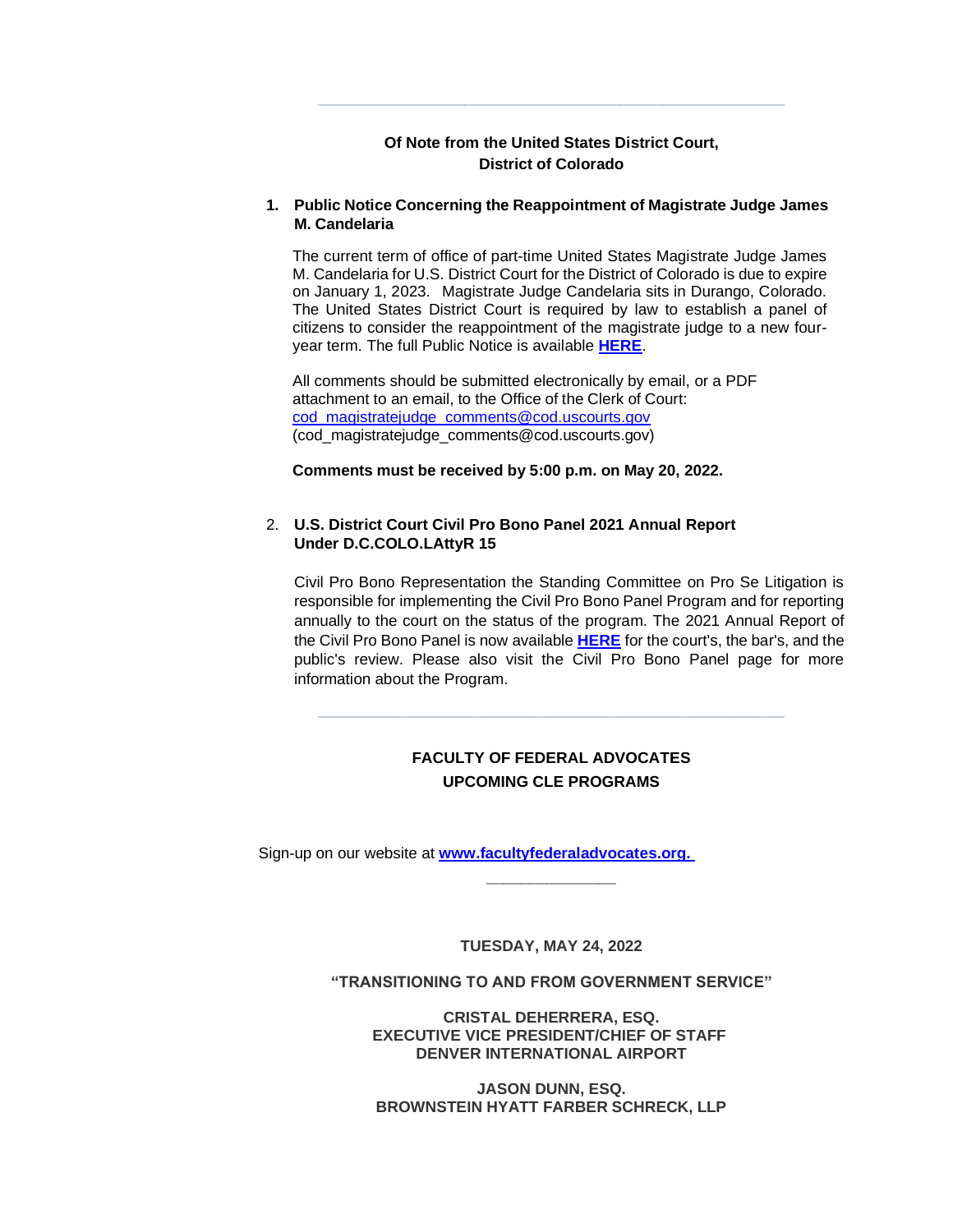---

**Of Note from the United States District Court,**
**District of Colorado**

1. **Public Notice Concerning the Reappointment of Magistrate Judge James M. Candelaria**

   The current term of office of part-time United States Magistrate Judge James M. Candelaria for U.S. District Court for the District of Colorado is due to expire on January 1, 2023. Magistrate Judge Candelaria sits in Durango, Colorado. The United States District Court is required by law to establish a panel of citizens to consider the reappointment of the magistrate judge to a new four-year term. The full Public Notice is available **HERE**.

   All comments should be submitted electronically by email, or a PDF attachment to an email, to the Office of the Clerk of Court: cod_magistratejudge_comments@cod.uscourts.gov (cod_magistratejudge_comments@cod.uscourts.gov)

   **Comments must be received by 5:00 p.m. on May 20, 2022.**

2. **U.S. District Court Civil Pro Bono Panel 2021 Annual Report Under D.C.COLO.LAttyR 15**

   Civil Pro Bono Representation the Standing Committee on Pro Se Litigation is responsible for implementing the Civil Pro Bono Panel Program and for reporting annually to the court on the status of the program. The 2021 Annual Report of the Civil Pro Bono Panel is now available **HERE** for the court's, the bar's, and the public's review. Please also visit the Civil Pro Bono Panel page for more information about the Program.

---

**FACULTY OF FEDERAL ADVOCATES**
**UPCOMING CLE PROGRAMS**

Sign-up on our website at **www.facultyfederaladvocates.org.**

---

**TUESDAY, MAY 24, 2022**

**"TRANSITIONING TO AND FROM GOVERNMENT SERVICE"**

**CRISTAL DEHERRERA, ESQ.**
**EXECUTIVE VICE PRESIDENT/CHIEF OF STAFF**
**DENVER INTERNATIONAL AIRPORT**

**JASON DUNN, ESQ.**
**BROWNSTEIN HYATT FARBER SCHRECK, LLP**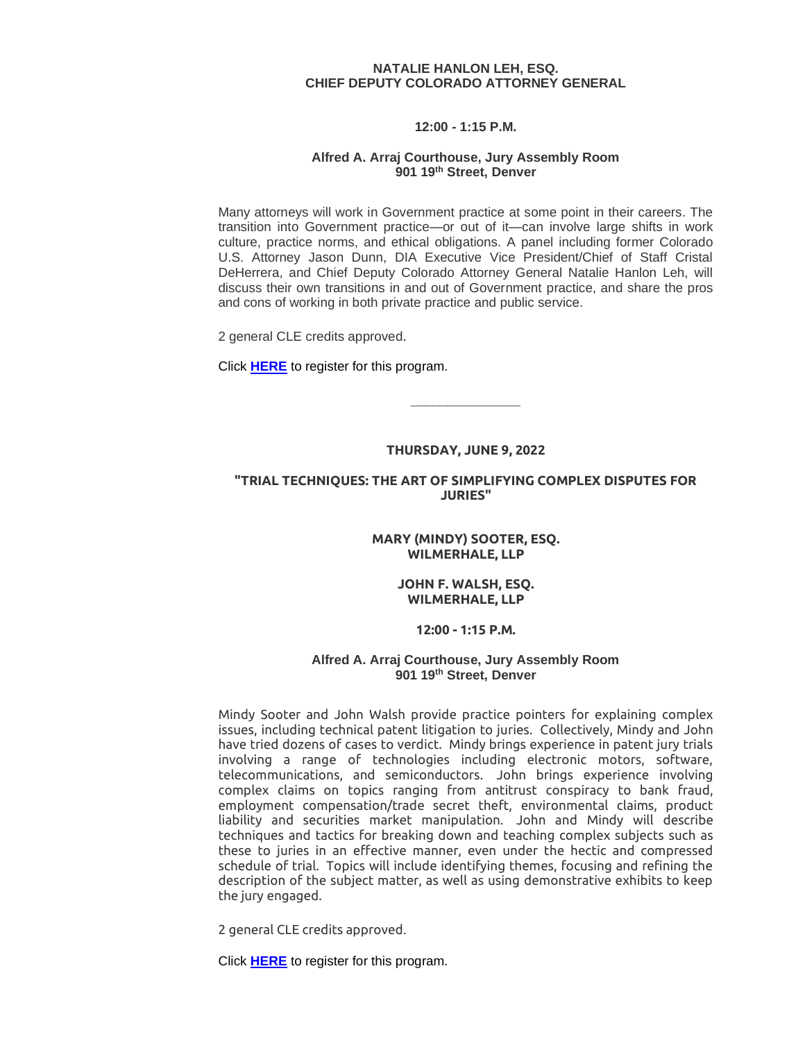**NATALIE HANLON LEH, ESQ.**
**CHIEF DEPUTY COLORADO ATTORNEY GENERAL**

**12:00 - 1:15 P.M.**

**Alfred A. Arraj Courthouse, Jury Assembly Room**
**901 19th Street, Denver**

Many attorneys will work in Government practice at some point in their careers. The transition into Government practice—or out of it—can involve large shifts in work culture, practice norms, and ethical obligations. A panel including former Colorado U.S. Attorney Jason Dunn, DIA Executive Vice President/Chief of Staff Cristal DeHerrera, and Chief Deputy Colorado Attorney General Natalie Hanlon Leh, will discuss their own transitions in and out of Government practice, and share the pros and cons of working in both private practice and public service.

2 general CLE credits approved.

Click **HERE** to register for this program.

---

**THURSDAY, JUNE 9, 2022**

**"TRIAL TECHNIQUES: THE ART OF SIMPLIFYING COMPLEX DISPUTES FOR JURIES"**

**MARY (MINDY) SOOTER, ESQ.**
**WILMERHALE, LLP**

**JOHN F. WALSH, ESQ.**
**WILMERHALE, LLP**

**12:00 - 1:15 P.M.**

**Alfred A. Arraj Courthouse, Jury Assembly Room**
**901 19th Street, Denver**

Mindy Sooter and John Walsh provide practice pointers for explaining complex issues, including technical patent litigation to juries. Collectively, Mindy and John have tried dozens of cases to verdict. Mindy brings experience in patent jury trials involving a range of technologies including electronic motors, software, telecommunications, and semiconductors. John brings experience involving complex claims on topics ranging from antitrust conspiracy to bank fraud, employment compensation/trade secret theft, environmental claims, product liability and securities market manipulation. John and Mindy will describe techniques and tactics for breaking down and teaching complex subjects such as these to juries in an effective manner, even under the hectic and compressed schedule of trial. Topics will include identifying themes, focusing and refining the description of the subject matter, as well as using demonstrative exhibits to keep the jury engaged.

2 general CLE credits approved.

Click **HERE** to register for this program.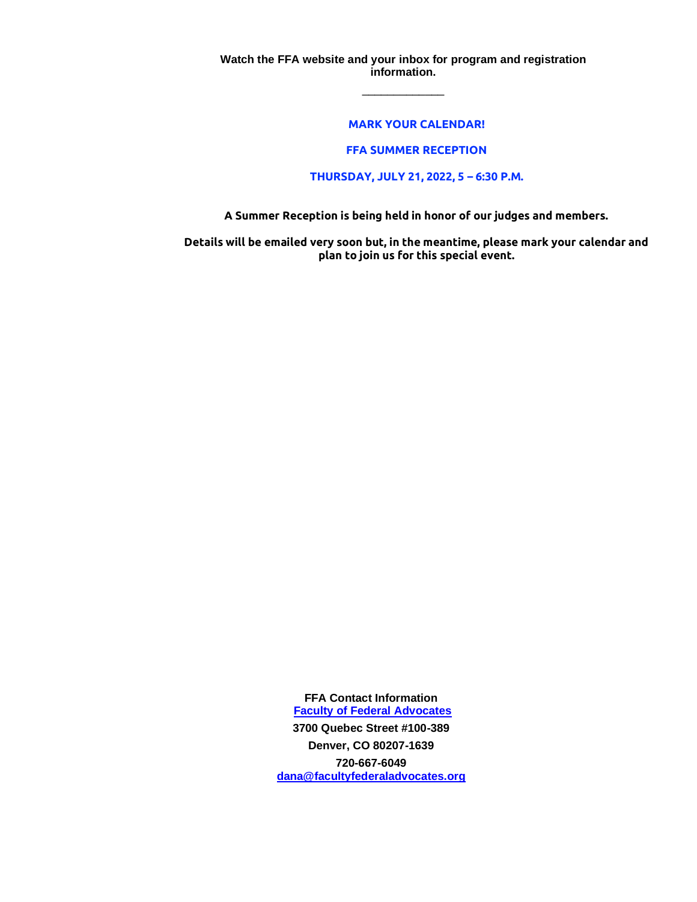**Watch the FFA website and your inbox for program and registration information.**

---

## MARK YOUR CALENDAR!

## FFA SUMMER RECEPTION

## THURSDAY, JULY 21, 2022, 5 – 6:30 P.M.

**A Summer Reception is being held in honor of our judges and members.**

**Details will be emailed very soon but, in the meantime, please mark your calendar and plan to join us for this special event.**

**FFA Contact Information**
**[Faculty of Federal Advocates]**
**3700 Quebec Street #100-389**
**Denver, CO 80207-1639**
**720-667-6049**
**dana@facultyfederaladvocates.org**